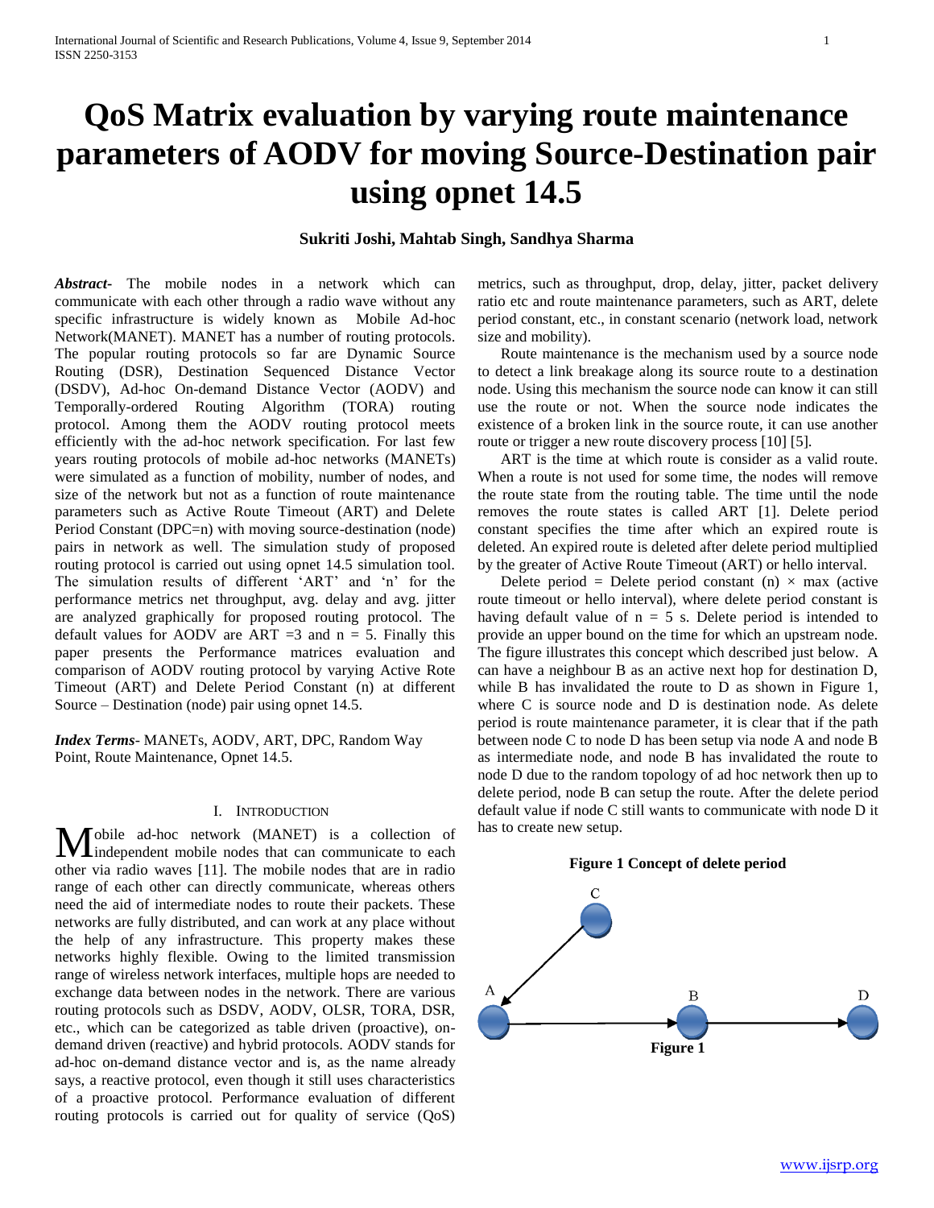# QoS Matrix evaluation by varying route maintenance parameters of AODV for moving Source-Destination pair using opnet 14.5

**Sukriti Joshi, Mahtab Singh, Sandhya Sharma**

***Abstract-*** The mobile nodes in a network which can communicate with each other through a radio wave without any specific infrastructure is widely known as Mobile Ad-hoc Network(MANET). MANET has a number of routing protocols. The popular routing protocols so far are Dynamic Source Routing (DSR), Destination Sequenced Distance Vector (DSDV), Ad-hoc On-demand Distance Vector (AODV) and Temporally-ordered Routing Algorithm (TORA) routing protocol. Among them the AODV routing protocol meets efficiently with the ad-hoc network specification. For last few years routing protocols of mobile ad-hoc networks (MANETs) were simulated as a function of mobility, number of nodes, and size of the network but not as a function of route maintenance parameters such as Active Route Timeout (ART) and Delete Period Constant (DPC=n) with moving source-destination (node) pairs in network as well. The simulation study of proposed routing protocol is carried out using opnet 14.5 simulation tool. The simulation results of different 'ART' and 'n' for the performance metrics net throughput, avg. delay and avg. jitter are analyzed graphically for proposed routing protocol. The default values for AODV are ART =3 and n = 5. Finally this paper presents the Performance matrices evaluation and comparison of AODV routing protocol by varying Active Rote Timeout (ART) and Delete Period Constant (n) at different Source – Destination (node) pair using opnet 14.5.

***Index Terms*-** MANETs, AODV, ART, DPC, Random Way Point, Route Maintenance, Opnet 14.5.

## I. Introduction

Mobile ad-hoc network (MANET) is a collection of independent mobile nodes that can communicate to each other via radio waves [11]. The mobile nodes that are in radio range of each other can directly communicate, whereas others need the aid of intermediate nodes to route their packets. These networks are fully distributed, and can work at any place without the help of any infrastructure. This property makes these networks highly flexible. Owing to the limited transmission range of wireless network interfaces, multiple hops are needed to exchange data between nodes in the network. There are various routing protocols such as DSDV, AODV, OLSR, TORA, DSR, etc., which can be categorized as table driven (proactive), on-demand driven (reactive) and hybrid protocols. AODV stands for ad-hoc on-demand distance vector and is, as the name already says, a reactive protocol, even though it still uses characteristics of a proactive protocol. Performance evaluation of different routing protocols is carried out for quality of service (QoS) metrics, such as throughput, drop, delay, jitter, packet delivery ratio etc and route maintenance parameters, such as ART, delete period constant, etc., in constant scenario (network load, network size and mobility).

Route maintenance is the mechanism used by a source node to detect a link breakage along its source route to a destination node. Using this mechanism the source node can know it can still use the route or not. When the source node indicates the existence of a broken link in the source route, it can use another route or trigger a new route discovery process [10] [5].

ART is the time at which route is consider as a valid route. When a route is not used for some time, the nodes will remove the route state from the routing table. The time until the node removes the route states is called ART [1]. Delete period constant specifies the time after which an expired route is deleted. An expired route is deleted after delete period multiplied by the greater of Active Route Timeout (ART) or hello interval.

Delete period = Delete period constant (n) $\times$ max (active route timeout or hello interval), where delete period constant is having default value of n = 5 s. Delete period is intended to provide an upper bound on the time for which an upstream node. The figure illustrates this concept which described just below. A can have a neighbour B as an active next hop for destination D, while B has invalidated the route to D as shown in Figure 1, where C is source node and D is destination node. As delete period is route maintenance parameter, it is clear that if the path between node C to node D has been setup via node A and node B as intermediate node, and node B has invalidated the route to node D due to the random topology of ad hoc network then up to delete period, node B can setup the route. After the delete period default value if node C still wants to communicate with node D it has to create new setup.

**Figure 1 Concept of delete period**

C

A

B

D

**Figure 1**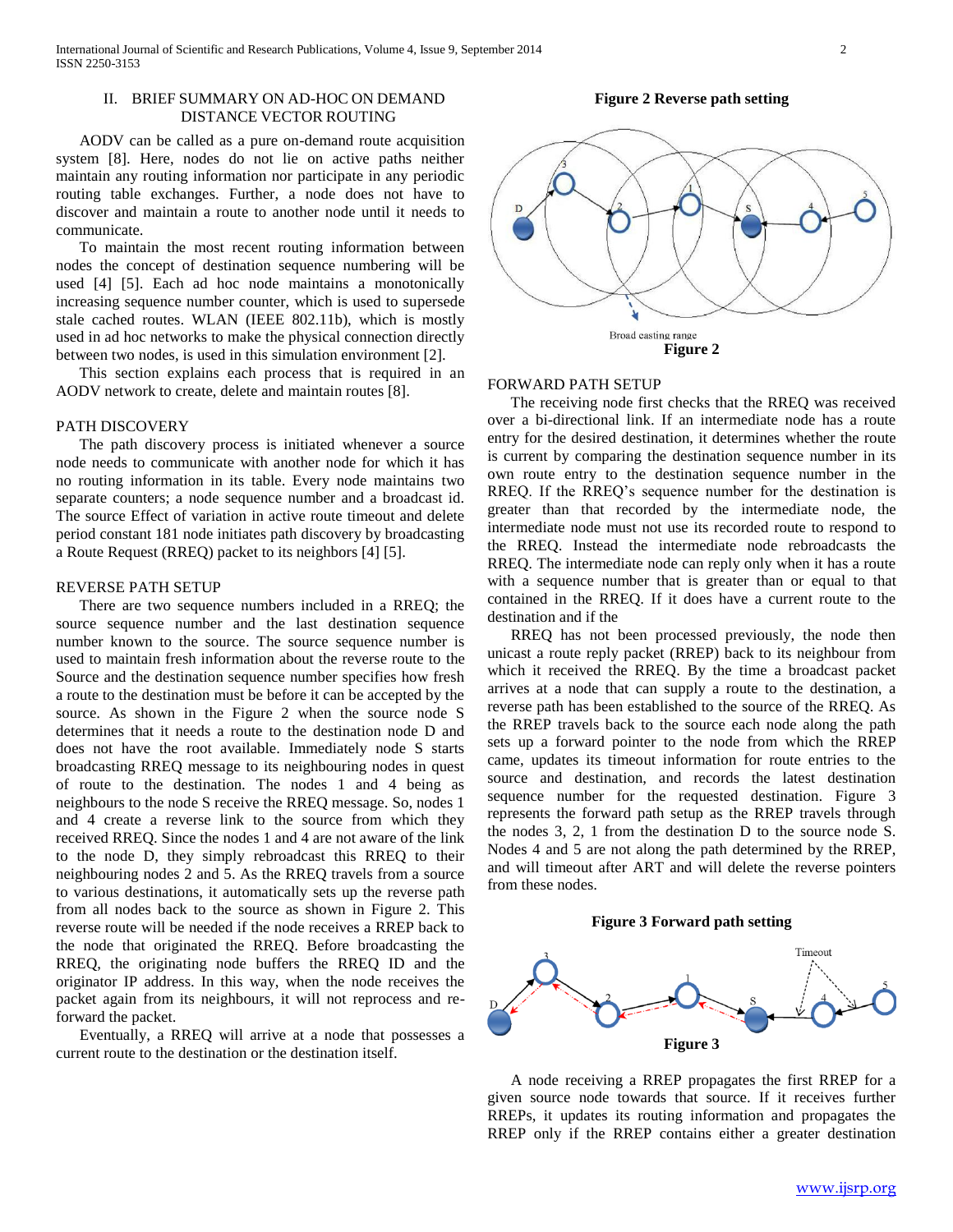## II. BRIEF SUMMARY ON AD-HOC ON DEMAND DISTANCE VECTOR ROUTING

AODV can be called as a pure on-demand route acquisition system [8]. Here, nodes do not lie on active paths neither maintain any routing information nor participate in any periodic routing table exchanges. Further, a node does not have to discover and maintain a route to another node until it needs to communicate.

To maintain the most recent routing information between nodes the concept of destination sequence numbering will be used [4] [5]. Each ad hoc node maintains a monotonically increasing sequence number counter, which is used to supersede stale cached routes. WLAN (IEEE 802.11b), which is mostly used in ad hoc networks to make the physical connection directly between two nodes, is used in this simulation environment [2].

This section explains each process that is required in an AODV network to create, delete and maintain routes [8].

### PATH DISCOVERY

The path discovery process is initiated whenever a source node needs to communicate with another node for which it has no routing information in its table. Every node maintains two separate counters; a node sequence number and a broadcast id. The source Effect of variation in active route timeout and delete period constant 181 node initiates path discovery by broadcasting a Route Request (RREQ) packet to its neighbors [4] [5].

### REVERSE PATH SETUP

There are two sequence numbers included in a RREQ; the source sequence number and the last destination sequence number known to the source. The source sequence number is used to maintain fresh information about the reverse route to the Source and the destination sequence number specifies how fresh a route to the destination must be before it can be accepted by the source. As shown in the Figure 2 when the source node S determines that it needs a route to the destination node D and does not have the root available. Immediately node S starts broadcasting RREQ message to its neighbouring nodes in quest of route to the destination. The nodes 1 and 4 being as neighbours to the node S receive the RREQ message. So, nodes 1 and 4 create a reverse link to the source from which they received RREQ. Since the nodes 1 and 4 are not aware of the link to the node D, they simply rebroadcast this RREQ to their neighbouring nodes 2 and 5. As the RREQ travels from a source to various destinations, it automatically sets up the reverse path from all nodes back to the source as shown in Figure 2. This reverse route will be needed if the node receives a RREP back to the node that originated the RREQ. Before broadcasting the RREQ, the originating node buffers the RREQ ID and the originator IP address. In this way, when the node receives the packet again from its neighbours, it will not reprocess and re-forward the packet.

Eventually, a RREQ will arrive at a node that possesses a current route to the destination or the destination itself.

**Figure 2 Reverse path setting**

Broad casting range

**Figure 2**

### FORWARD PATH SETUP

The receiving node first checks that the RREQ was received over a bi-directional link. If an intermediate node has a route entry for the desired destination, it determines whether the route is current by comparing the destination sequence number in its own route entry to the destination sequence number in the RREQ. If the RREQ's sequence number for the destination is greater than that recorded by the intermediate node, the intermediate node must not use its recorded route to respond to the RREQ. Instead the intermediate node rebroadcasts the RREQ. The intermediate node can reply only when it has a route with a sequence number that is greater than or equal to that contained in the RREQ. If it does have a current route to the destination and if the

RREQ has not been processed previously, the node then unicast a route reply packet (RREP) back to its neighbour from which it received the RREQ. By the time a broadcast packet arrives at a node that can supply a route to the destination, a reverse path has been established to the source of the RREQ. As the RREP travels back to the source each node along the path sets up a forward pointer to the node from which the RREP came, updates its timeout information for route entries to the source and destination, and records the latest destination sequence number for the requested destination. Figure 3 represents the forward path setup as the RREP travels through the nodes 3, 2, 1 from the destination D to the source node S. Nodes 4 and 5 are not along the path determined by the RREP, and will timeout after ART and will delete the reverse pointers from these nodes.

**Figure 3 Forward path setting**

Timeout

**Figure 3**

A node receiving a RREP propagates the first RREP for a given source node towards that source. If it receives further RREPs, it updates its routing information and propagates the RREP only if the RREP contains either a greater destination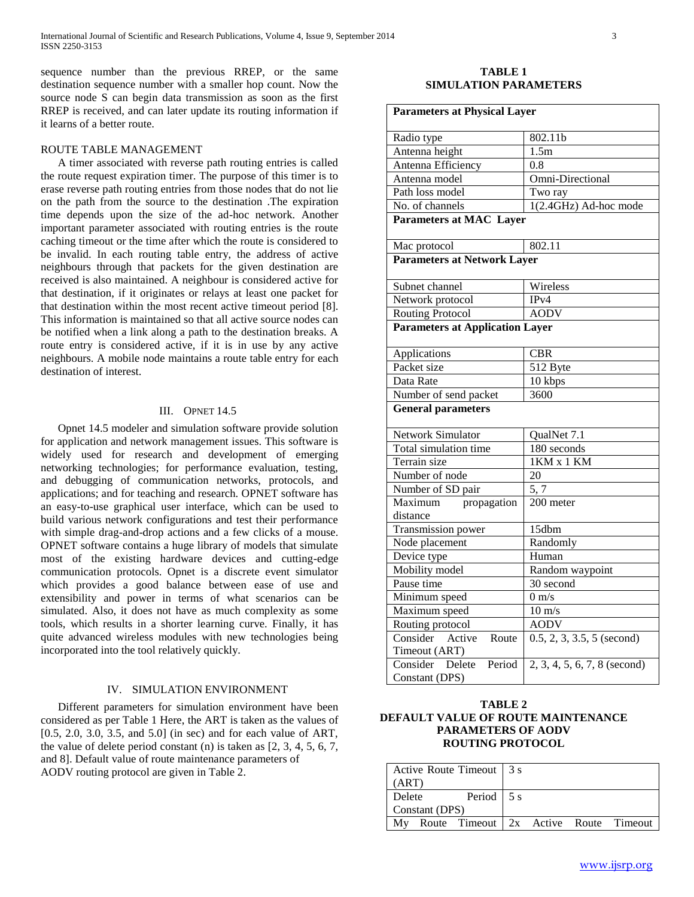sequence number than the previous RREP, or the same destination sequence number with a smaller hop count. Now the source node S can begin data transmission as soon as the first RREP is received, and can later update its routing information if it learns of a better route.

### ROUTE TABLE MANAGEMENT

A timer associated with reverse path routing entries is called the route request expiration timer. The purpose of this timer is to erase reverse path routing entries from those nodes that do not lie on the path from the source to the destination .The expiration time depends upon the size of the ad-hoc network. Another important parameter associated with routing entries is the route caching timeout or the time after which the route is considered to be invalid. In each routing table entry, the address of active neighbours through that packets for the given destination are received is also maintained. A neighbour is considered active for that destination, if it originates or relays at least one packet for that destination within the most recent active timeout period [8]. This information is maintained so that all active source nodes can be notified when a link along a path to the destination breaks. A route entry is considered active, if it is in use by any active neighbours. A mobile node maintains a route table entry for each destination of interest.

## III. OPNET 14.5

Opnet 14.5 modeler and simulation software provide solution for application and network management issues. This software is widely used for research and development of emerging networking technologies; for performance evaluation, testing, and debugging of communication networks, protocols, and applications; and for teaching and research. OPNET software has an easy-to-use graphical user interface, which can be used to build various network configurations and test their performance with simple drag-and-drop actions and a few clicks of a mouse. OPNET software contains a huge library of models that simulate most of the existing hardware devices and cutting-edge communication protocols. Opnet is a discrete event simulator which provides a good balance between ease of use and extensibility and power in terms of what scenarios can be simulated. Also, it does not have as much complexity as some tools, which results in a shorter learning curve. Finally, it has quite advanced wireless modules with new technologies being incorporated into the tool relatively quickly.

## IV. SIMULATION ENVIRONMENT

Different parameters for simulation environment have been considered as per Table 1 Here, the ART is taken as the values of [0.5, 2.0, 3.0, 3.5, and 5.0] (in sec) and for each value of ART, the value of delete period constant (n) is taken as [2, 3, 4, 5, 6, 7, and 8]. Default value of route maintenance parameters of AODV routing protocol are given in Table 2.

**TABLE 1**
**SIMULATION PARAMETERS**

| **Parameters at Physical Layer** | |
|---|---|
| Radio type | 802.11b |
| Antenna height | 1.5m |
| Antenna Efficiency | 0.8 |
| Antenna model | Omni-Directional |
| Path loss model | Two ray |
| No. of channels | 1(2.4GHz) Ad-hoc mode |
| **Parameters at MAC Layer** | |
| Mac protocol | 802.11 |
| **Parameters at Network Layer** | |
| Subnet channel | Wireless |
| Network protocol | IPv4 |
| Routing Protocol | AODV |
| **Parameters at Application Layer** | |
| Applications | CBR |
| Packet size | 512 Byte |
| Data Rate | 10 kbps |
| Number of send packet | 3600 |
| **General parameters** | |
| Network Simulator | QualNet 7.1 |
| Total simulation time | 180 seconds |
| Terrain size | 1KM x 1 KM |
| Number of node | 20 |
| Number of SD pair | 5, 7 |
| Maximum propagation distance | 200 meter |
| Transmission power | 15dbm |
| Node placement | Randomly |
| Device type | Human |
| Mobility model | Random waypoint |
| Pause time | 30 second |
| Minimum speed | 0 m/s |
| Maximum speed | 10 m/s |
| Routing protocol | AODV |
| Consider Active Route Timeout (ART) | 0.5, 2, 3, 3.5, 5 (second) |
| Consider Delete Period Constant (DPS) | 2, 3, 4, 5, 6, 7, 8 (second) |

**TABLE 2**
**DEFAULT VALUE OF ROUTE MAINTENANCE PARAMETERS OF AODV ROUTING PROTOCOL**

| Parameter | Value |
|---|---|
| Active Route Timeout (ART) | 3 s |
| Delete Period Constant (DPS) | 5 s |
| My Route Timeout | 2x Active Route Timeout |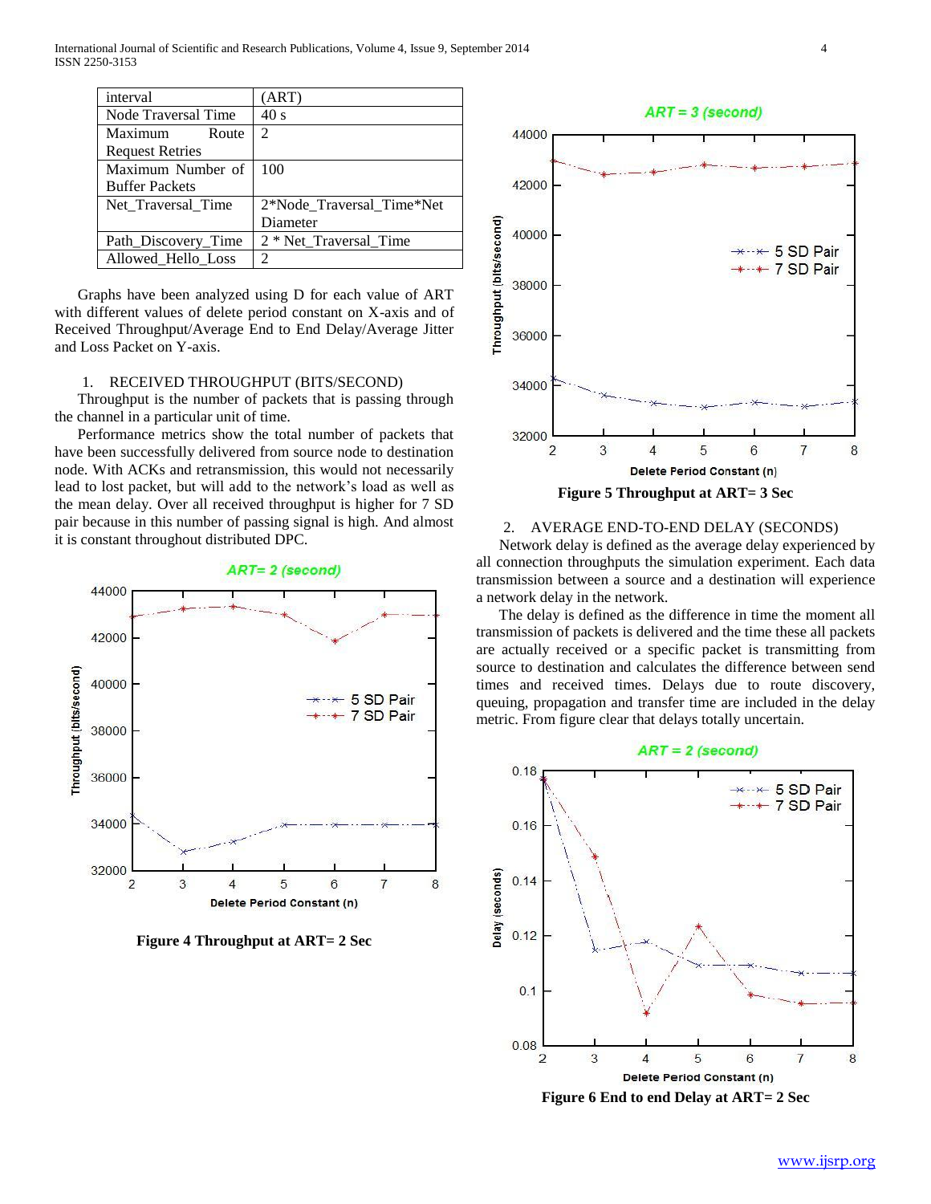| interval | (ART) |
|---|---|
| Node Traversal Time | 40 s |
| Maximum Route Request Retries | 2 |
| Maximum Number of Buffer Packets | 100 |
| Net_Traversal_Time | 2*Node_Traversal_Time*Net Diameter |
| Path_Discovery_Time | 2 * Net_Traversal_Time |
| Allowed_Hello_Loss | 2 |

Graphs have been analyzed using D for each value of ART with different values of delete period constant on X-axis and of Received Throughput/Average End to End Delay/Average Jitter and Loss Packet on Y-axis.

1. RECEIVED THROUGHPUT (BITS/SECOND)

Throughput is the number of packets that is passing through the channel in a particular unit of time.

Performance metrics show the total number of packets that have been successfully delivered from source node to destination node. With ACKs and retransmission, this would not necessarily lead to lost packet, but will add to the network's load as well as the mean delay. Over all received throughput is higher for 7 SD pair because in this number of passing signal is high. And almost it is constant throughout distributed DPC.

**Figure 4 Throughput at ART= 2 Sec**

**Figure 5 Throughput at ART= 3 Sec**

2. AVERAGE END-TO-END DELAY (SECONDS)

Network delay is defined as the average delay experienced by all connection throughputs the simulation experiment. Each data transmission between a source and a destination will experience a network delay in the network.

The delay is defined as the difference in time the moment all transmission of packets is delivered and the time these all packets are actually received or a specific packet is transmitting from source to destination and calculates the difference between send times and received times. Delays due to route discovery, queuing, propagation and transfer time are included in the delay metric. From figure clear that delays totally uncertain.

**Figure 6 End to end Delay at ART= 2 Sec**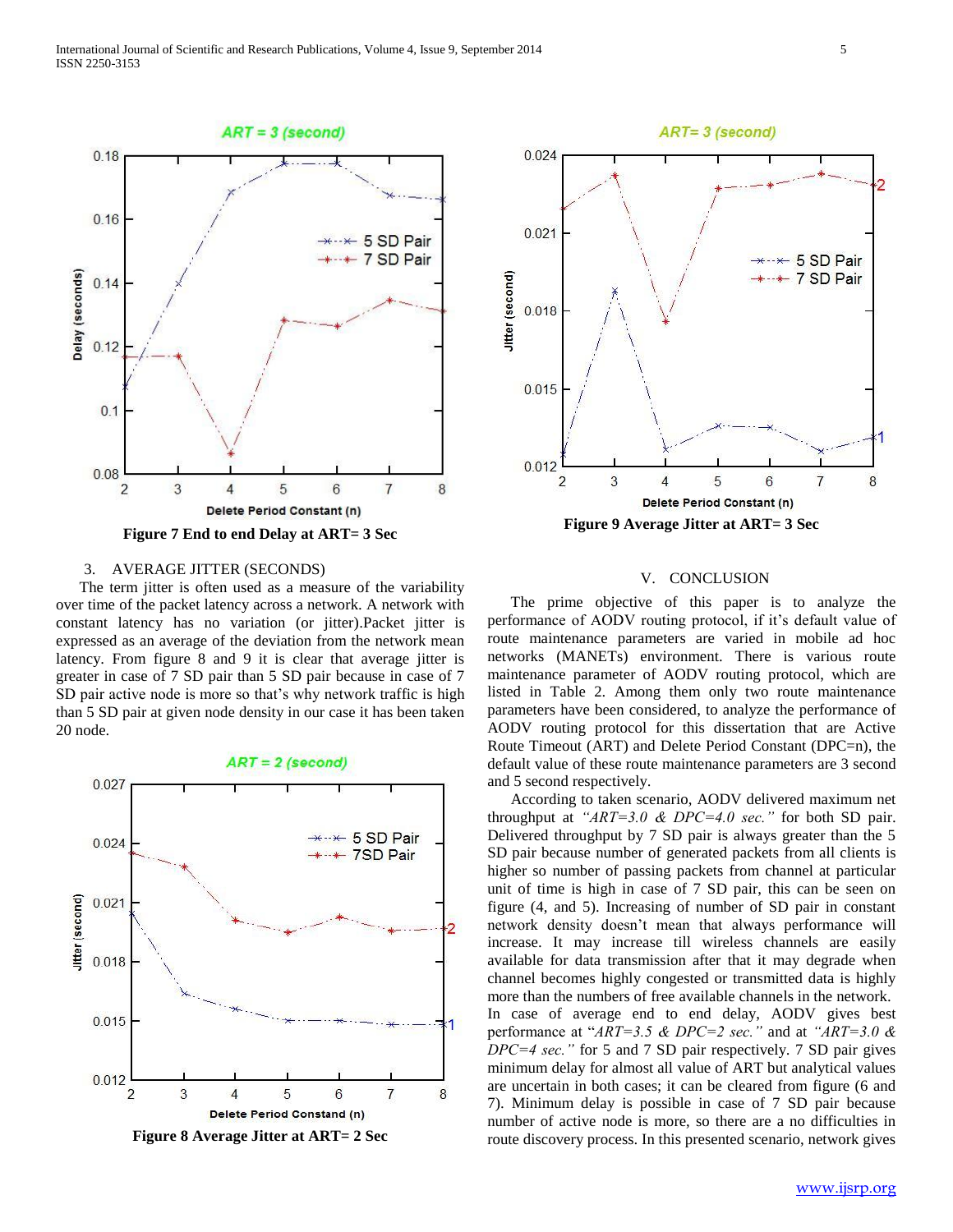Figure 7 End to end Delay at ART= 3 Sec

Figure 9 Average Jitter at ART= 3 Sec

3. AVERAGE JITTER (SECONDS)

The term jitter is often used as a measure of the variability over time of the packet latency across a network. A network with constant latency has no variation (or jitter).Packet jitter is expressed as an average of the deviation from the network mean latency. From figure 8 and 9 it is clear that average jitter is greater in case of 7 SD pair than 5 SD pair because in case of 7 SD pair active node is more so that's why network traffic is high than 5 SD pair at given node density in our case it has been taken 20 node.

Figure 8 Average Jitter at ART= 2 Sec

## V. CONCLUSION

The prime objective of this paper is to analyze the performance of AODV routing protocol, if it's default value of route maintenance parameters are varied in mobile ad hoc networks (MANETs) environment. There is various route maintenance parameter of AODV routing protocol, which are listed in Table 2. Among them only two route maintenance parameters have been considered, to analyze the performance of AODV routing protocol for this dissertation that are Active Route Timeout (ART) and Delete Period Constant (DPC=n), the default value of these route maintenance parameters are 3 second and 5 second respectively.

According to taken scenario, AODV delivered maximum net throughput at *"ART=3.0 & DPC=4.0 sec."* for both SD pair. Delivered throughput by 7 SD pair is always greater than the 5 SD pair because number of generated packets from all clients is higher so number of passing packets from channel at particular unit of time is high in case of 7 SD pair, this can be seen on figure (4, and 5). Increasing of number of SD pair in constant network density doesn't mean that always performance will increase. It may increase till wireless channels are easily available for data transmission after that it may degrade when channel becomes highly congested or transmitted data is highly more than the numbers of free available channels in the network. In case of average end to end delay, AODV gives best performance at "*ART=3.5 & DPC=2 sec."* and at *"ART=3.0 & DPC=4 sec."* for 5 and 7 SD pair respectively. 7 SD pair gives minimum delay for almost all value of ART but analytical values are uncertain in both cases; it can be cleared from figure (6 and 7). Minimum delay is possible in case of 7 SD pair because number of active node is more, so there are a no difficulties in route discovery process. In this presented scenario, network gives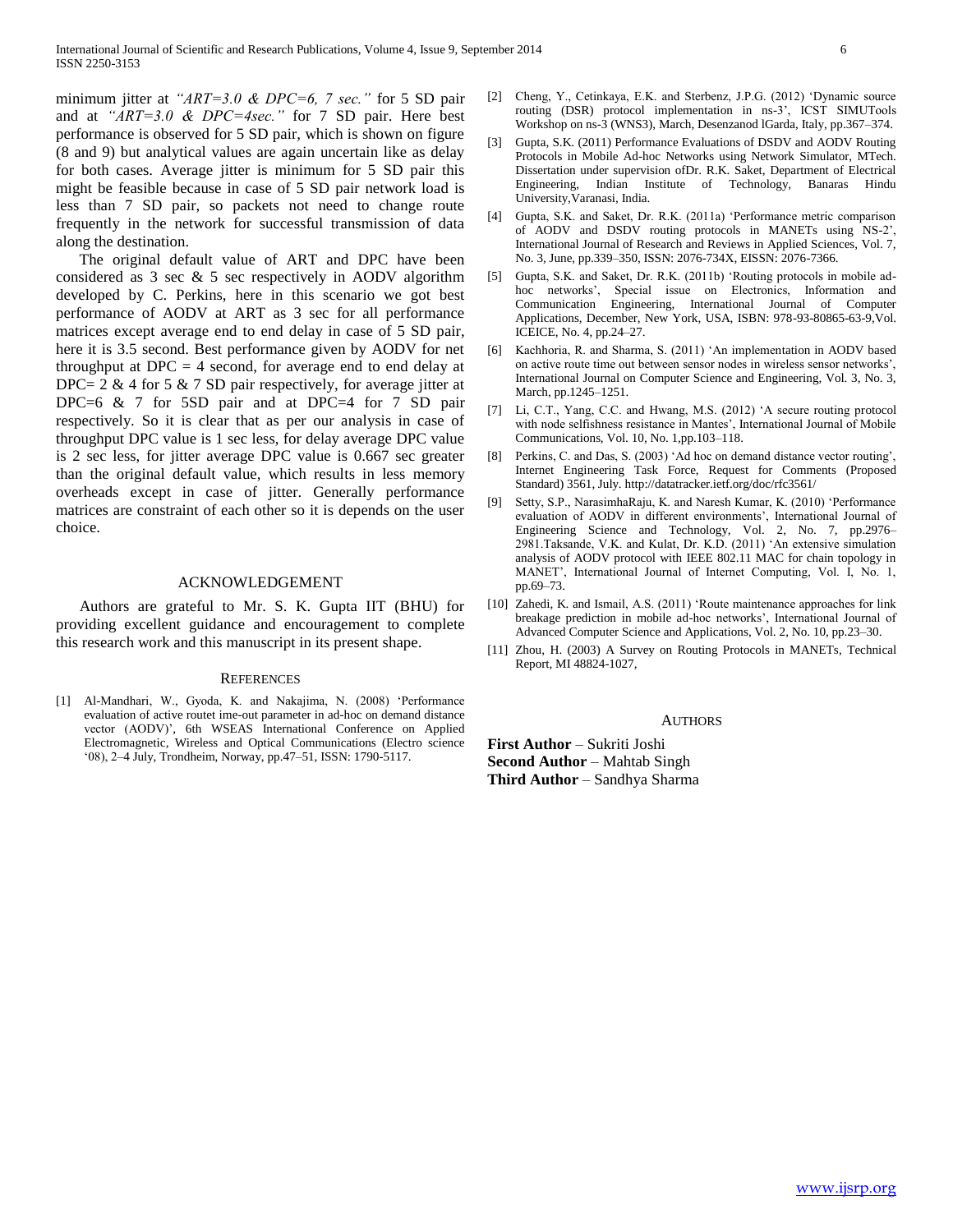minimum jitter at *"ART=3.0 & DPC=6, 7 sec."* for 5 SD pair and at *"ART=3.0 & DPC=4sec."* for 7 SD pair. Here best performance is observed for 5 SD pair, which is shown on figure (8 and 9) but analytical values are again uncertain like as delay for both cases. Average jitter is minimum for 5 SD pair this might be feasible because in case of 5 SD pair network load is less than 7 SD pair, so packets not need to change route frequently in the network for successful transmission of data along the destination.

The original default value of ART and DPC have been considered as 3 sec & 5 sec respectively in AODV algorithm developed by C. Perkins, here in this scenario we got best performance of AODV at ART as 3 sec for all performance matrices except average end to end delay in case of 5 SD pair, here it is 3.5 second. Best performance given by AODV for net throughput at DPC = 4 second, for average end to end delay at DPC= 2 & 4 for 5 & 7 SD pair respectively, for average jitter at DPC=6 & 7 for 5SD pair and at DPC=4 for 7 SD pair respectively. So it is clear that as per our analysis in case of throughput DPC value is 1 sec less, for delay average DPC value is 2 sec less, for jitter average DPC value is 0.667 sec greater than the original default value, which results in less memory overheads except in case of jitter. Generally performance matrices are constraint of each other so it is depends on the user choice.

## ACKNOWLEDGEMENT

Authors are grateful to Mr. S. K. Gupta IIT (BHU) for providing excellent guidance and encouragement to complete this research work and this manuscript in its present shape.

## REFERENCES

[1] Al-Mandhari, W., Gyoda, K. and Nakajima, N. (2008) 'Performance evaluation of active routet ime-out parameter in ad-hoc on demand distance vector (AODV)', 6th WSEAS International Conference on Applied Electromagnetic, Wireless and Optical Communications (Electro science '08), 2–4 July, Trondheim, Norway, pp.47–51, ISSN: 1790-5117.

[2] Cheng, Y., Cetinkaya, E.K. and Sterbenz, J.P.G. (2012) 'Dynamic source routing (DSR) protocol implementation in ns-3', ICST SIMUTools Workshop on ns-3 (WNS3), March, Desenzanod lGarda, Italy, pp.367–374.

[3] Gupta, S.K. (2011) Performance Evaluations of DSDV and AODV Routing Protocols in Mobile Ad-hoc Networks using Network Simulator, MTech. Dissertation under supervision ofDr. R.K. Saket, Department of Electrical Engineering, Indian Institute of Technology, Banaras Hindu University,Varanasi, India.

[4] Gupta, S.K. and Saket, Dr. R.K. (2011a) 'Performance metric comparison of AODV and DSDV routing protocols in MANETs using NS-2', International Journal of Research and Reviews in Applied Sciences, Vol. 7, No. 3, June, pp.339–350, ISSN: 2076-734X, EISSN: 2076-7366.

[5] Gupta, S.K. and Saket, Dr. R.K. (2011b) 'Routing protocols in mobile ad-hoc networks', Special issue on Electronics, Information and Communication Engineering, International Journal of Computer Applications, December, New York, USA, ISBN: 978-93-80865-63-9,Vol. ICEICE, No. 4, pp.24–27.

[6] Kachhoria, R. and Sharma, S. (2011) 'An implementation in AODV based on active route time out between sensor nodes in wireless sensor networks', International Journal on Computer Science and Engineering, Vol. 3, No. 3, March, pp.1245–1251.

[7] Li, C.T., Yang, C.C. and Hwang, M.S. (2012) 'A secure routing protocol with node selfishness resistance in Mantes', International Journal of Mobile Communications, Vol. 10, No. 1,pp.103–118.

[8] Perkins, C. and Das, S. (2003) 'Ad hoc on demand distance vector routing', Internet Engineering Task Force, Request for Comments (Proposed Standard) 3561, July. http://datatracker.ietf.org/doc/rfc3561/

[9] Setty, S.P., NarasimhaRaju, K. and Naresh Kumar, K. (2010) 'Performance evaluation of AODV in different environments', International Journal of Engineering Science and Technology, Vol. 2, No. 7, pp.2976–2981.Taksande, V.K. and Kulat, Dr. K.D. (2011) 'An extensive simulation analysis of AODV protocol with IEEE 802.11 MAC for chain topology in MANET', International Journal of Internet Computing, Vol. I, No. 1, pp.69–73.

[10] Zahedi, K. and Ismail, A.S. (2011) 'Route maintenance approaches for link breakage prediction in mobile ad-hoc networks', International Journal of Advanced Computer Science and Applications, Vol. 2, No. 10, pp.23–30.

[11] Zhou, H. (2003) A Survey on Routing Protocols in MANETs, Technical Report, MI 48824-1027,

## AUTHORS

**First Author** – Sukriti Joshi
**Second Author** – Mahtab Singh
**Third Author** – Sandhya Sharma